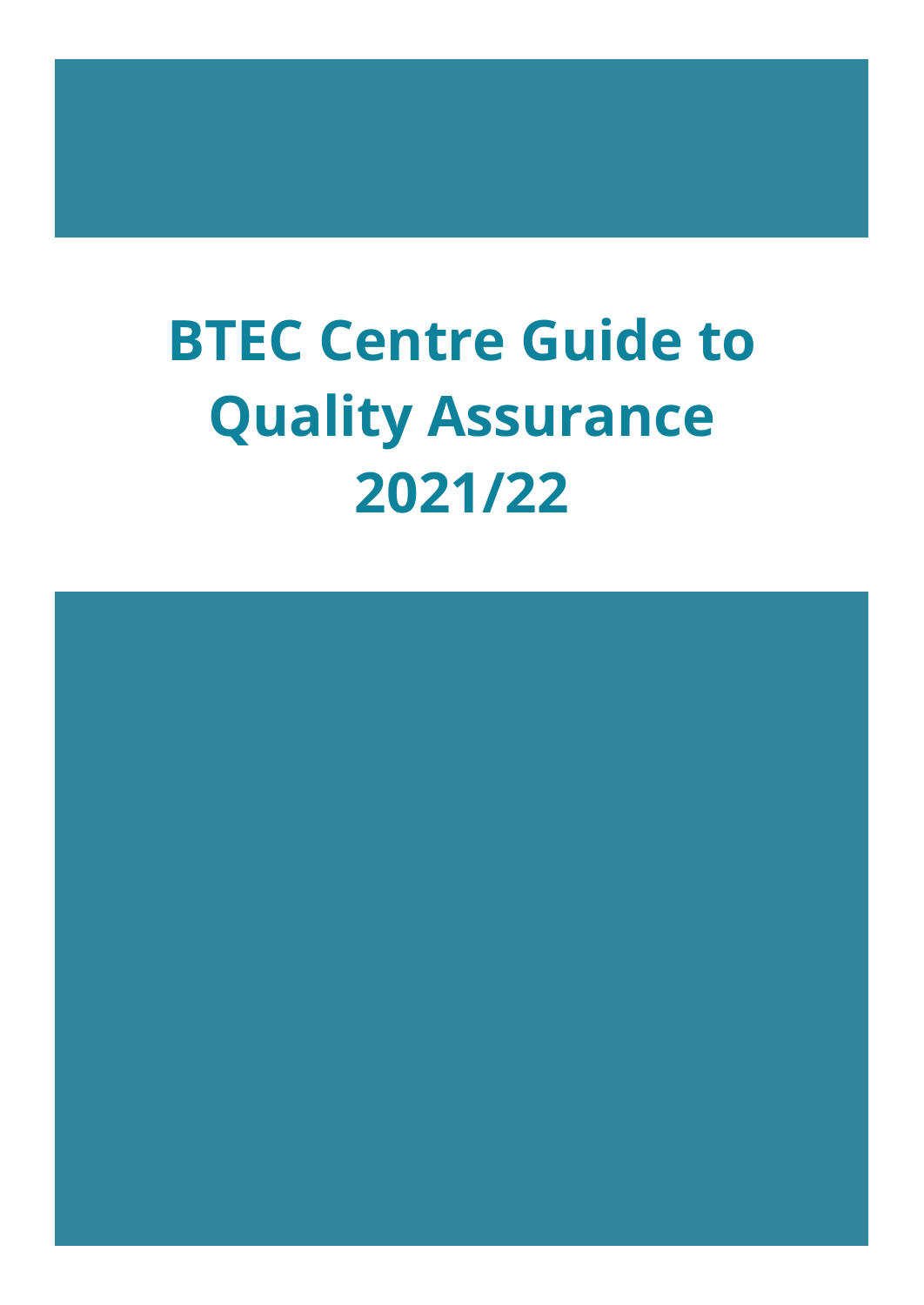# BTEC Centre Guide to Quality Assurance 2021/22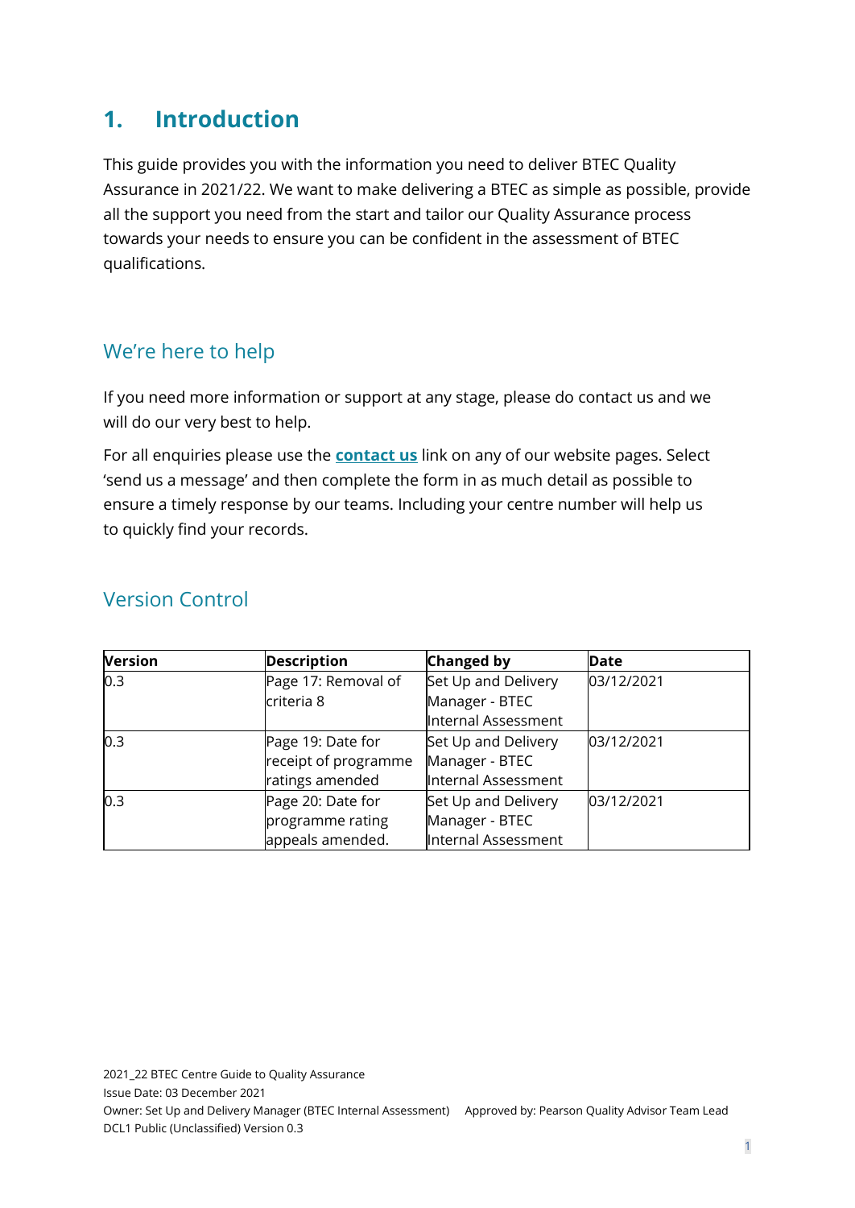# 1. Introduction

This guide provides you with the information you need to deliver BTEC Quality Assurance in 2021/22. We want to make delivering a BTEC as simple as possible, provide all the support you need from the start and tailor our Quality Assurance process towards your needs to ensure you can be confident in the assessment of BTEC qualifications.

## We're here to help

If you need more information or support at any stage, please do contact us and we will do our very best to help.

For all enquiries please use the **contact us** link on any of our website pages. Select 'send us a message' and then complete the form in as much detail as possible to ensure a timely response by our teams. Including your centre number will help us to quickly find your records.

## Version Control

| Version | Description | Changed by | Date |
|---|---|---|---|
| 0.3 | Page 17: Removal of criteria 8 | Set Up and Delivery Manager - BTEC Internal Assessment | 03/12/2021 |
| 0.3 | Page 19: Date for receipt of programme ratings amended | Set Up and Delivery Manager - BTEC Internal Assessment | 03/12/2021 |
| 0.3 | Page 20: Date for programme rating appeals amended. | Set Up and Delivery Manager - BTEC Internal Assessment | 03/12/2021 |

2021_22 BTEC Centre Guide to Quality Assurance
Issue Date: 03 December 2021
Owner: Set Up and Delivery Manager (BTEC Internal Assessment) Approved by: Pearson Quality Advisor Team Lead
DCL1 Public (Unclassified) Version 0.3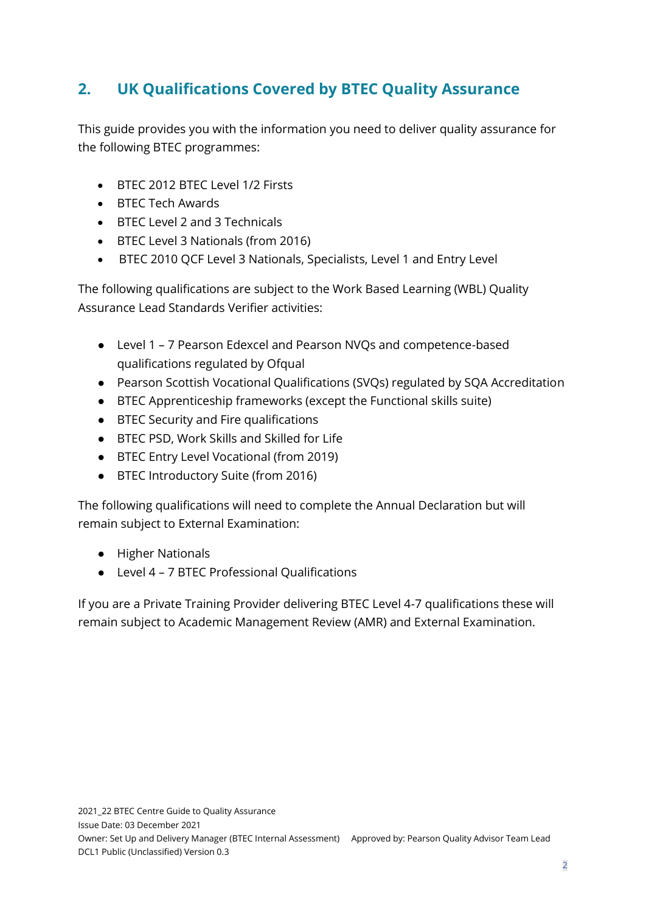## 2. UK Qualifications Covered by BTEC Quality Assurance

This guide provides you with the information you need to deliver quality assurance for the following BTEC programmes:

- BTEC 2012 BTEC Level 1/2 Firsts
- BTEC Tech Awards
- BTEC Level 2 and 3 Technicals
- BTEC Level 3 Nationals (from 2016)
- BTEC 2010 QCF Level 3 Nationals, Specialists, Level 1 and Entry Level

The following qualifications are subject to the Work Based Learning (WBL) Quality Assurance Lead Standards Verifier activities:

- Level 1 – 7 Pearson Edexcel and Pearson NVQs and competence-based qualifications regulated by Ofqual
- Pearson Scottish Vocational Qualifications (SVQs) regulated by SQA Accreditation
- BTEC Apprenticeship frameworks (except the Functional skills suite)
- BTEC Security and Fire qualifications
- BTEC PSD, Work Skills and Skilled for Life
- BTEC Entry Level Vocational (from 2019)
- BTEC Introductory Suite (from 2016)

The following qualifications will need to complete the Annual Declaration but will remain subject to External Examination:

- Higher Nationals
- Level 4 – 7 BTEC Professional Qualifications

If you are a Private Training Provider delivering BTEC Level 4-7 qualifications these will remain subject to Academic Management Review (AMR) and External Examination.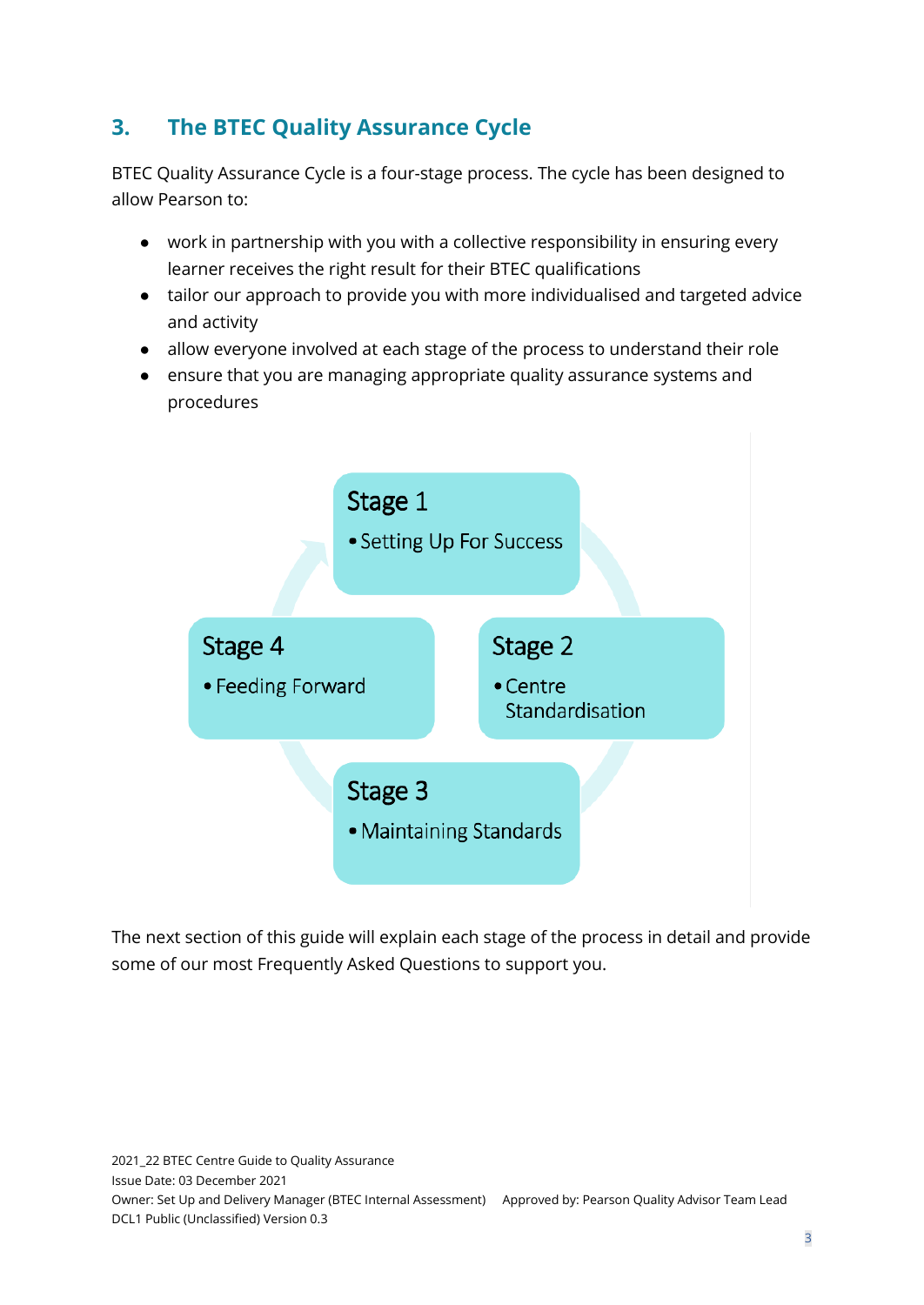## 3. The BTEC Quality Assurance Cycle

BTEC Quality Assurance Cycle is a four-stage process. The cycle has been designed to allow Pearson to:

- work in partnership with you with a collective responsibility in ensuring every learner receives the right result for their BTEC qualifications
- tailor our approach to provide you with more individualised and targeted advice and activity
- allow everyone involved at each stage of the process to understand their role
- ensure that you are managing appropriate quality assurance systems and procedures

**Stage 1**
- Setting Up For Success

**Stage 2**
- Centre Standardisation

**Stage 3**
- Maintaining Standards

**Stage 4**
- Feeding Forward

The next section of this guide will explain each stage of the process in detail and provide some of our most Frequently Asked Questions to support you.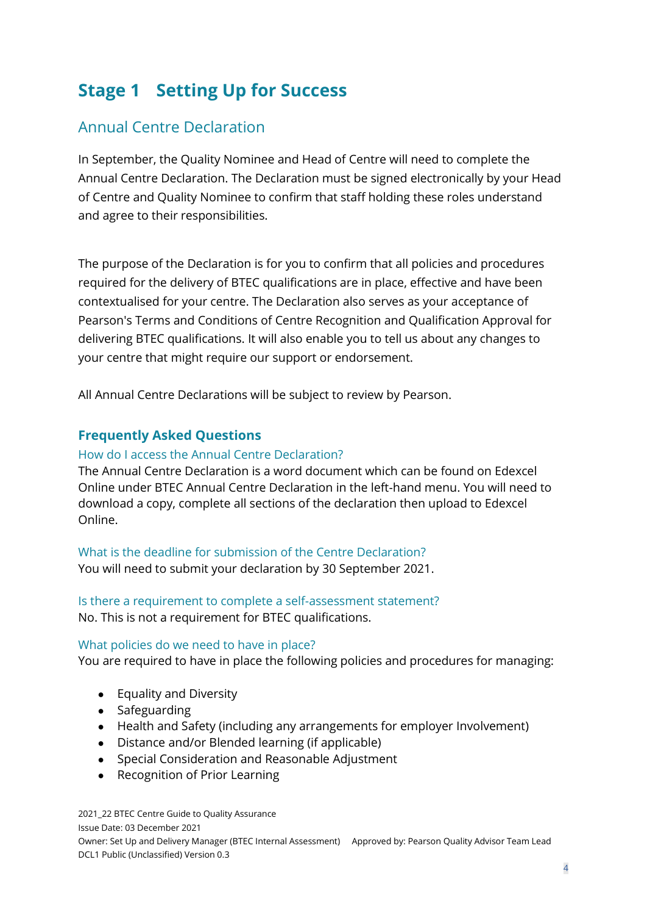# Stage 1 Setting Up for Success

## Annual Centre Declaration

In September, the Quality Nominee and Head of Centre will need to complete the Annual Centre Declaration. The Declaration must be signed electronically by your Head of Centre and Quality Nominee to confirm that staff holding these roles understand and agree to their responsibilities.

The purpose of the Declaration is for you to confirm that all policies and procedures required for the delivery of BTEC qualifications are in place, effective and have been contextualised for your centre. The Declaration also serves as your acceptance of Pearson's Terms and Conditions of Centre Recognition and Qualification Approval for delivering BTEC qualifications. It will also enable you to tell us about any changes to your centre that might require our support or endorsement.

All Annual Centre Declarations will be subject to review by Pearson.

### Frequently Asked Questions

#### How do I access the Annual Centre Declaration?

The Annual Centre Declaration is a word document which can be found on Edexcel Online under BTEC Annual Centre Declaration in the left-hand menu. You will need to download a copy, complete all sections of the declaration then upload to Edexcel Online.

#### What is the deadline for submission of the Centre Declaration?

You will need to submit your declaration by 30 September 2021.

#### Is there a requirement to complete a self-assessment statement?

No. This is not a requirement for BTEC qualifications.

#### What policies do we need to have in place?

You are required to have in place the following policies and procedures for managing:

- Equality and Diversity
- Safeguarding
- Health and Safety (including any arrangements for employer Involvement)
- Distance and/or Blended learning (if applicable)
- Special Consideration and Reasonable Adjustment
- Recognition of Prior Learning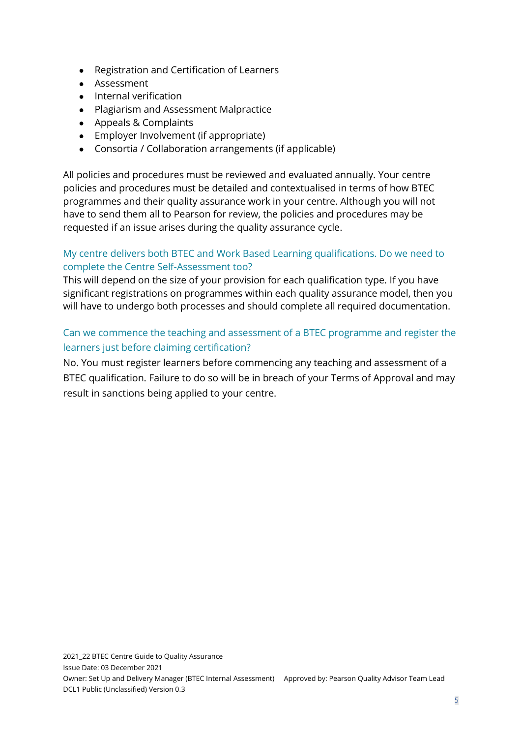- Registration and Certification of Learners
- Assessment
- Internal verification
- Plagiarism and Assessment Malpractice
- Appeals & Complaints
- Employer Involvement (if appropriate)
- Consortia / Collaboration arrangements (if applicable)

All policies and procedures must be reviewed and evaluated annually. Your centre policies and procedures must be detailed and contextualised in terms of how BTEC programmes and their quality assurance work in your centre. Although you will not have to send them all to Pearson for review, the policies and procedures may be requested if an issue arises during the quality assurance cycle.

### My centre delivers both BTEC and Work Based Learning qualifications. Do we need to complete the Centre Self-Assessment too?

This will depend on the size of your provision for each qualification type. If you have significant registrations on programmes within each quality assurance model, then you will have to undergo both processes and should complete all required documentation.

### Can we commence the teaching and assessment of a BTEC programme and register the learners just before claiming certification?

No. You must register learners before commencing any teaching and assessment of a BTEC qualification. Failure to do so will be in breach of your Terms of Approval and may result in sanctions being applied to your centre.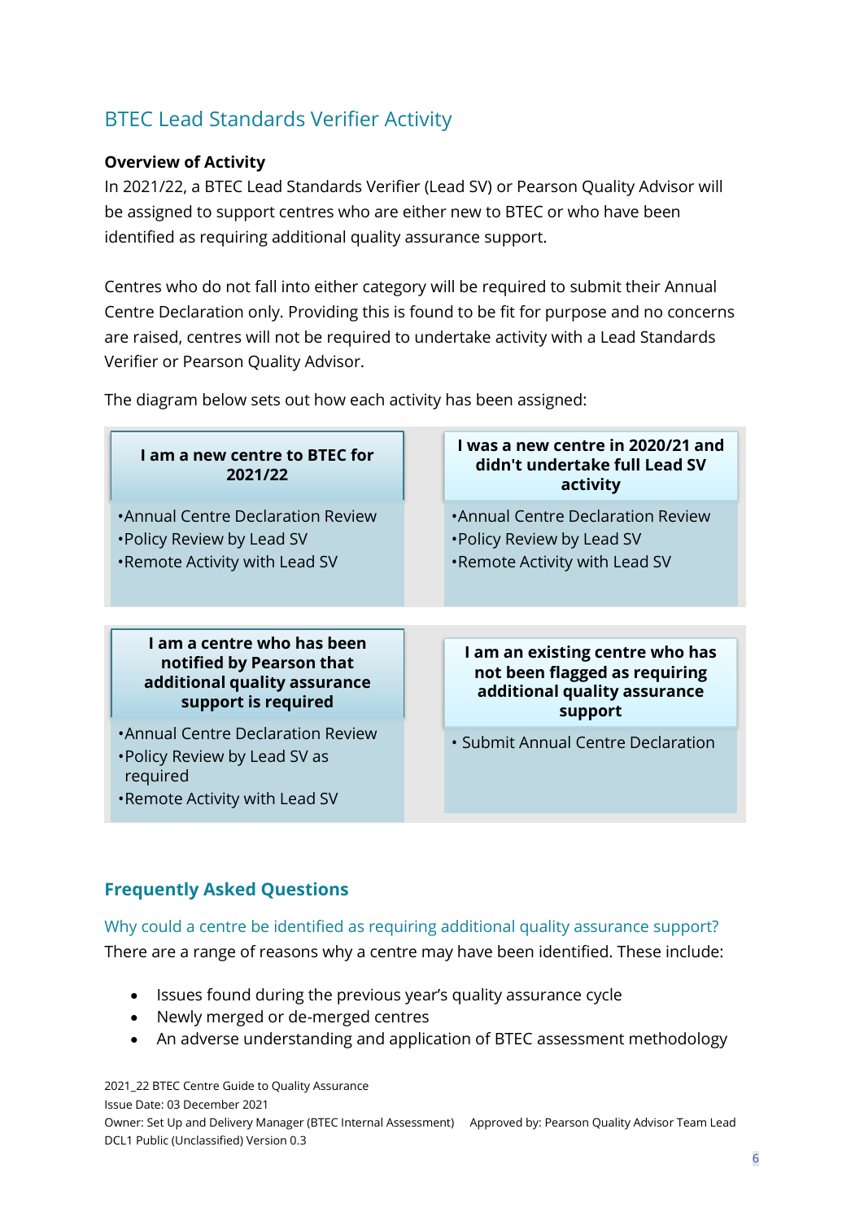## BTEC Lead Standards Verifier Activity

**Overview of Activity**

In 2021/22, a BTEC Lead Standards Verifier (Lead SV) or Pearson Quality Advisor will be assigned to support centres who are either new to BTEC or who have been identified as requiring additional quality assurance support.

Centres who do not fall into either category will be required to submit their Annual Centre Declaration only. Providing this is found to be fit for purpose and no concerns are raised, centres will not be required to undertake activity with a Lead Standards Verifier or Pearson Quality Advisor.

The diagram below sets out how each activity has been assigned:

**I am a new centre to BTEC for 2021/22**

- Annual Centre Declaration Review
- Policy Review by Lead SV
- Remote Activity with Lead SV

**I was a new centre in 2020/21 and didn't undertake full Lead SV activity**

- Annual Centre Declaration Review
- Policy Review by Lead SV
- Remote Activity with Lead SV

**I am a centre who has been notified by Pearson that additional quality assurance support is required**

- Annual Centre Declaration Review
- Policy Review by Lead SV as required
- Remote Activity with Lead SV

**I am an existing centre who has not been flagged as requiring additional quality assurance support**

- Submit Annual Centre Declaration

### Frequently Asked Questions

#### Why could a centre be identified as requiring additional quality assurance support?

There are a range of reasons why a centre may have been identified. These include:

- Issues found during the previous year's quality assurance cycle
- Newly merged or de-merged centres
- An adverse understanding and application of BTEC assessment methodology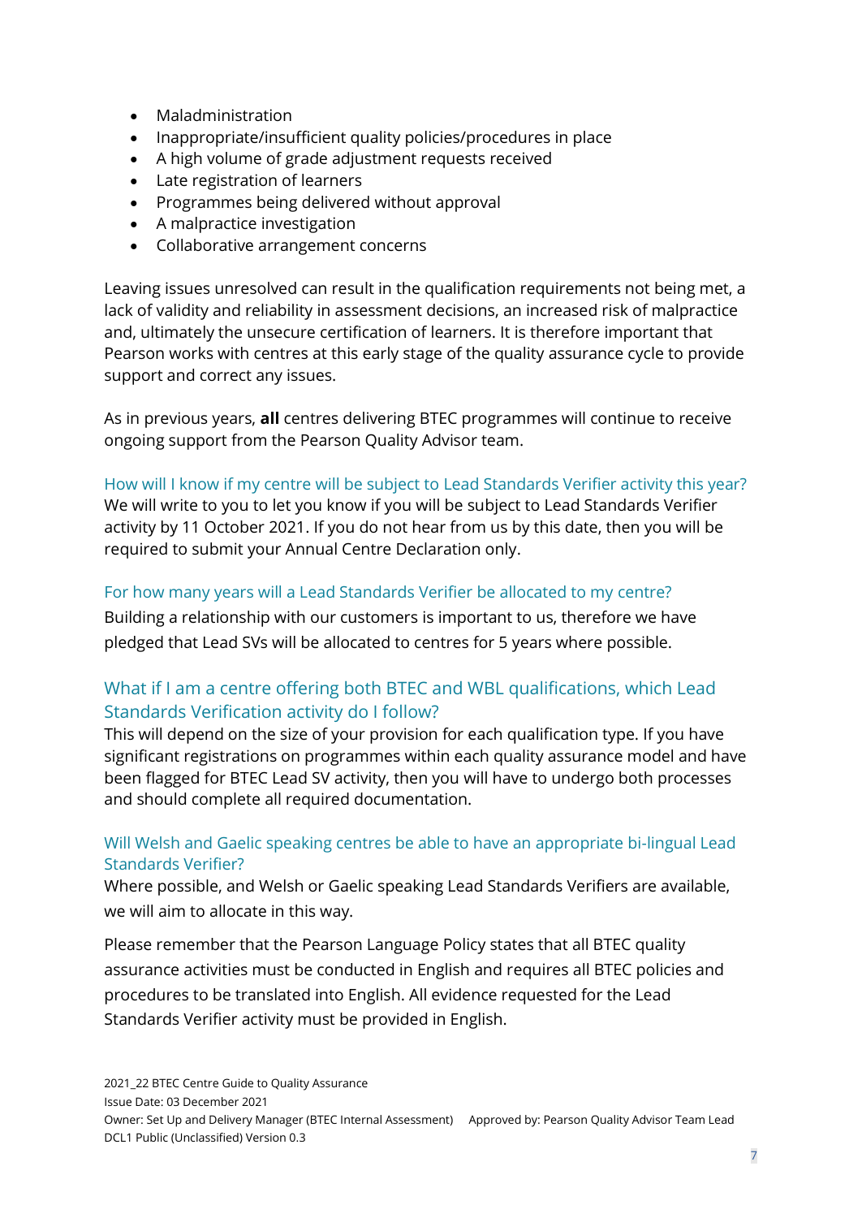- Maladministration
- Inappropriate/insufficient quality policies/procedures in place
- A high volume of grade adjustment requests received
- Late registration of learners
- Programmes being delivered without approval
- A malpractice investigation
- Collaborative arrangement concerns

Leaving issues unresolved can result in the qualification requirements not being met, a lack of validity and reliability in assessment decisions, an increased risk of malpractice and, ultimately the unsecure certification of learners. It is therefore important that Pearson works with centres at this early stage of the quality assurance cycle to provide support and correct any issues.

As in previous years, **all** centres delivering BTEC programmes will continue to receive ongoing support from the Pearson Quality Advisor team.

### How will I know if my centre will be subject to Lead Standards Verifier activity this year?

We will write to you to let you know if you will be subject to Lead Standards Verifier activity by 11 October 2021. If you do not hear from us by this date, then you will be required to submit your Annual Centre Declaration only.

### For how many years will a Lead Standards Verifier be allocated to my centre?

Building a relationship with our customers is important to us, therefore we have pledged that Lead SVs will be allocated to centres for 5 years where possible.

### What if I am a centre offering both BTEC and WBL qualifications, which Lead Standards Verification activity do I follow?

This will depend on the size of your provision for each qualification type. If you have significant registrations on programmes within each quality assurance model and have been flagged for BTEC Lead SV activity, then you will have to undergo both processes and should complete all required documentation.

### Will Welsh and Gaelic speaking centres be able to have an appropriate bi-lingual Lead Standards Verifier?

Where possible, and Welsh or Gaelic speaking Lead Standards Verifiers are available, we will aim to allocate in this way.

Please remember that the Pearson Language Policy states that all BTEC quality assurance activities must be conducted in English and requires all BTEC policies and procedures to be translated into English. All evidence requested for the Lead Standards Verifier activity must be provided in English.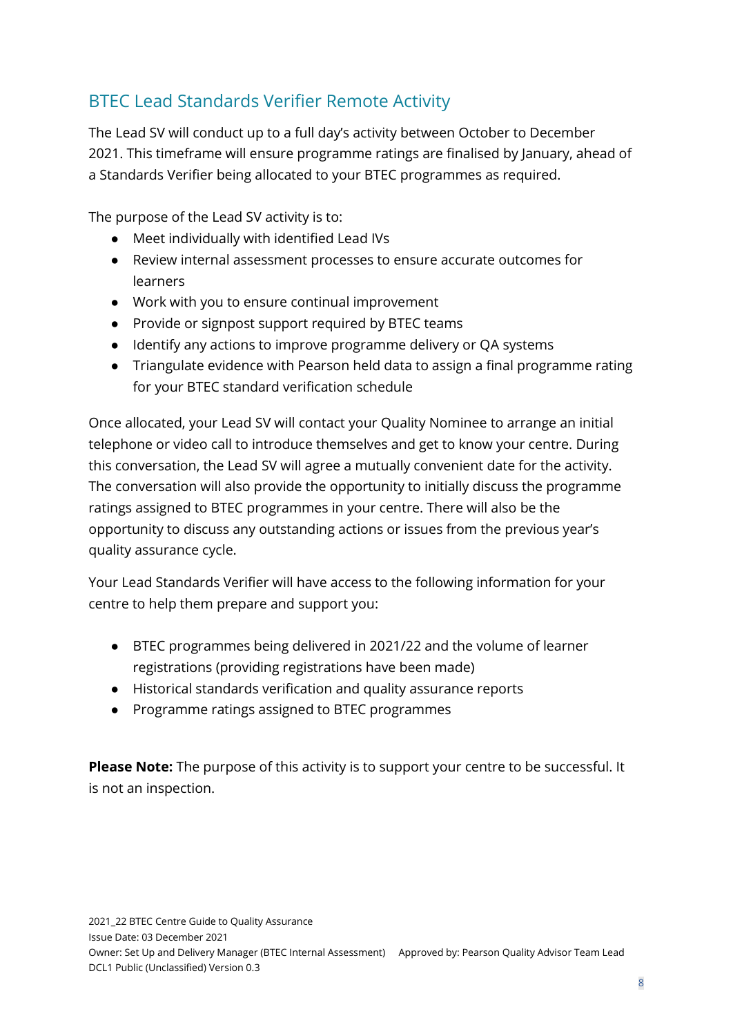## BTEC Lead Standards Verifier Remote Activity

The Lead SV will conduct up to a full day's activity between October to December 2021. This timeframe will ensure programme ratings are finalised by January, ahead of a Standards Verifier being allocated to your BTEC programmes as required.

The purpose of the Lead SV activity is to:

- Meet individually with identified Lead IVs
- Review internal assessment processes to ensure accurate outcomes for learners
- Work with you to ensure continual improvement
- Provide or signpost support required by BTEC teams
- Identify any actions to improve programme delivery or QA systems
- Triangulate evidence with Pearson held data to assign a final programme rating for your BTEC standard verification schedule

Once allocated, your Lead SV will contact your Quality Nominee to arrange an initial telephone or video call to introduce themselves and get to know your centre. During this conversation, the Lead SV will agree a mutually convenient date for the activity. The conversation will also provide the opportunity to initially discuss the programme ratings assigned to BTEC programmes in your centre. There will also be the opportunity to discuss any outstanding actions or issues from the previous year's quality assurance cycle.

Your Lead Standards Verifier will have access to the following information for your centre to help them prepare and support you:

- BTEC programmes being delivered in 2021/22 and the volume of learner registrations (providing registrations have been made)
- Historical standards verification and quality assurance reports
- Programme ratings assigned to BTEC programmes

**Please Note:** The purpose of this activity is to support your centre to be successful. It is not an inspection.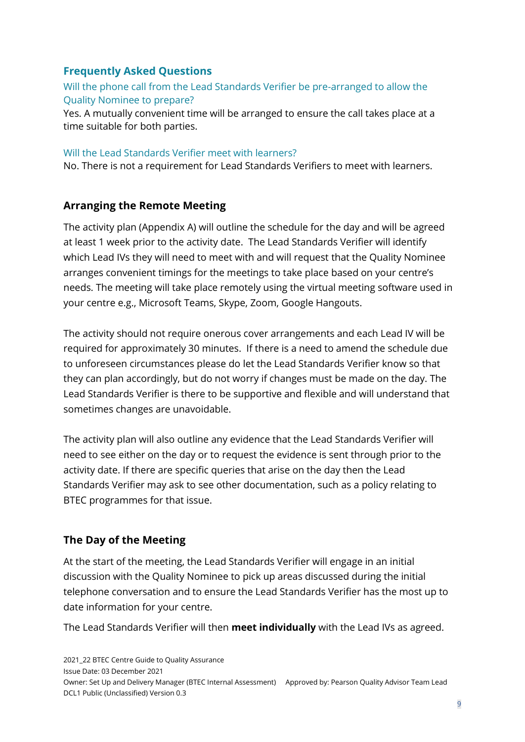## Frequently Asked Questions

### Will the phone call from the Lead Standards Verifier be pre-arranged to allow the Quality Nominee to prepare?

Yes. A mutually convenient time will be arranged to ensure the call takes place at a time suitable for both parties.

### Will the Lead Standards Verifier meet with learners?

No. There is not a requirement for Lead Standards Verifiers to meet with learners.

## Arranging the Remote Meeting

The activity plan (Appendix A) will outline the schedule for the day and will be agreed at least 1 week prior to the activity date. The Lead Standards Verifier will identify which Lead IVs they will need to meet with and will request that the Quality Nominee arranges convenient timings for the meetings to take place based on your centre's needs. The meeting will take place remotely using the virtual meeting software used in your centre e.g., Microsoft Teams, Skype, Zoom, Google Hangouts.

The activity should not require onerous cover arrangements and each Lead IV will be required for approximately 30 minutes. If there is a need to amend the schedule due to unforeseen circumstances please do let the Lead Standards Verifier know so that they can plan accordingly, but do not worry if changes must be made on the day. The Lead Standards Verifier is there to be supportive and flexible and will understand that sometimes changes are unavoidable.

The activity plan will also outline any evidence that the Lead Standards Verifier will need to see either on the day or to request the evidence is sent through prior to the activity date. If there are specific queries that arise on the day then the Lead Standards Verifier may ask to see other documentation, such as a policy relating to BTEC programmes for that issue.

## The Day of the Meeting

At the start of the meeting, the Lead Standards Verifier will engage in an initial discussion with the Quality Nominee to pick up areas discussed during the initial telephone conversation and to ensure the Lead Standards Verifier has the most up to date information for your centre.

The Lead Standards Verifier will then **meet individually** with the Lead IVs as agreed.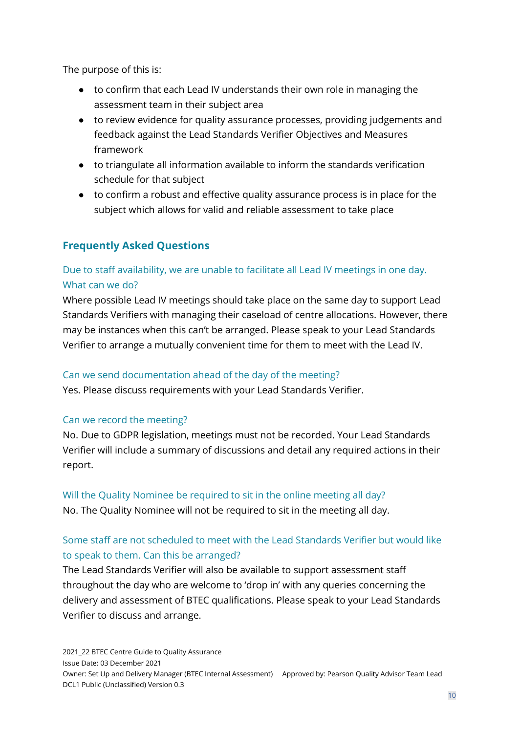The purpose of this is:

- to confirm that each Lead IV understands their own role in managing the assessment team in their subject area
- to review evidence for quality assurance processes, providing judgements and feedback against the Lead Standards Verifier Objectives and Measures framework
- to triangulate all information available to inform the standards verification schedule for that subject
- to confirm a robust and effective quality assurance process is in place for the subject which allows for valid and reliable assessment to take place

## Frequently Asked Questions

### Due to staff availability, we are unable to facilitate all Lead IV meetings in one day. What can we do?

Where possible Lead IV meetings should take place on the same day to support Lead Standards Verifiers with managing their caseload of centre allocations. However, there may be instances when this can't be arranged. Please speak to your Lead Standards Verifier to arrange a mutually convenient time for them to meet with the Lead IV.

### Can we send documentation ahead of the day of the meeting?

Yes. Please discuss requirements with your Lead Standards Verifier.

### Can we record the meeting?

No. Due to GDPR legislation, meetings must not be recorded. Your Lead Standards Verifier will include a summary of discussions and detail any required actions in their report.

### Will the Quality Nominee be required to sit in the online meeting all day?

No. The Quality Nominee will not be required to sit in the meeting all day.

### Some staff are not scheduled to meet with the Lead Standards Verifier but would like to speak to them. Can this be arranged?

The Lead Standards Verifier will also be available to support assessment staff throughout the day who are welcome to 'drop in' with any queries concerning the delivery and assessment of BTEC qualifications. Please speak to your Lead Standards Verifier to discuss and arrange.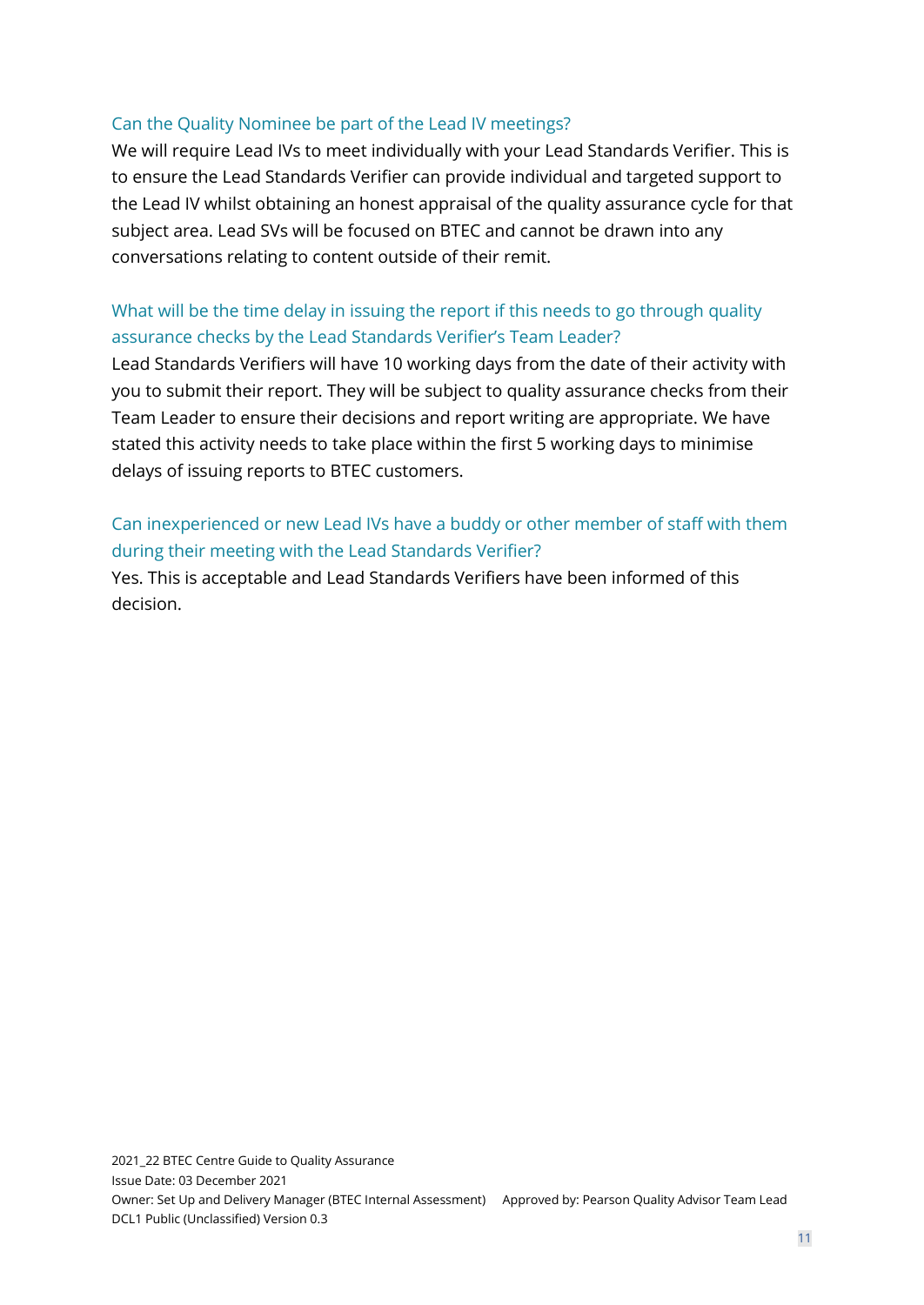### Can the Quality Nominee be part of the Lead IV meetings?

We will require Lead IVs to meet individually with your Lead Standards Verifier. This is to ensure the Lead Standards Verifier can provide individual and targeted support to the Lead IV whilst obtaining an honest appraisal of the quality assurance cycle for that subject area. Lead SVs will be focused on BTEC and cannot be drawn into any conversations relating to content outside of their remit.

### What will be the time delay in issuing the report if this needs to go through quality assurance checks by the Lead Standards Verifier's Team Leader?

Lead Standards Verifiers will have 10 working days from the date of their activity with you to submit their report. They will be subject to quality assurance checks from their Team Leader to ensure their decisions and report writing are appropriate. We have stated this activity needs to take place within the first 5 working days to minimise delays of issuing reports to BTEC customers.

### Can inexperienced or new Lead IVs have a buddy or other member of staff with them during their meeting with the Lead Standards Verifier?

Yes. This is acceptable and Lead Standards Verifiers have been informed of this decision.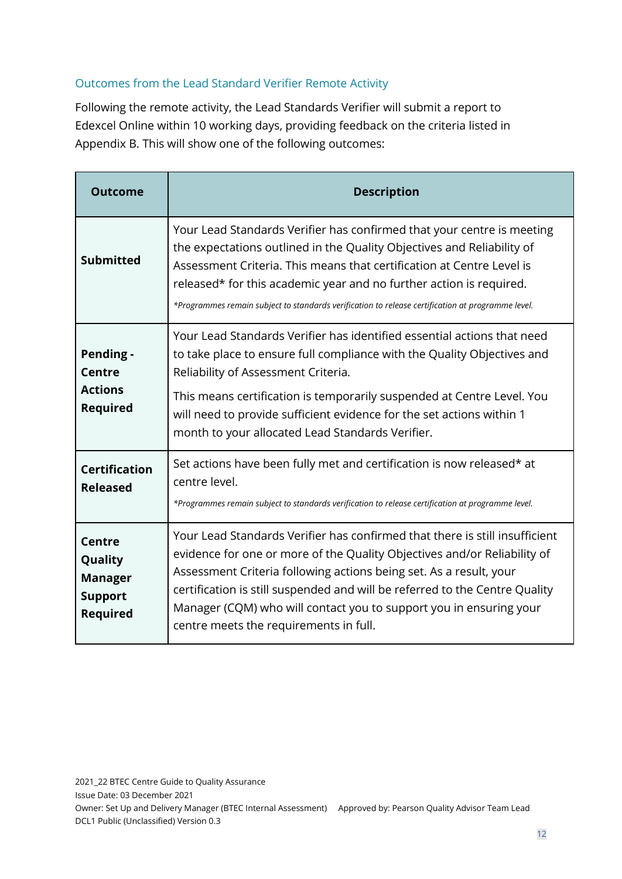### Outcomes from the Lead Standard Verifier Remote Activity

Following the remote activity, the Lead Standards Verifier will submit a report to Edexcel Online within 10 working days, providing feedback on the criteria listed in Appendix B. This will show one of the following outcomes:

| Outcome | Description |
|---|---|
| **Submitted** | Your Lead Standards Verifier has confirmed that your centre is meeting the expectations outlined in the Quality Objectives and Reliability of Assessment Criteria. This means that certification at Centre Level is released* for this academic year and no further action is required. *\*Programmes remain subject to standards verification to release certification at programme level.* |
| **Pending - Centre Actions Required** | Your Lead Standards Verifier has identified essential actions that need to take place to ensure full compliance with the Quality Objectives and Reliability of Assessment Criteria. This means certification is temporarily suspended at Centre Level. You will need to provide sufficient evidence for the set actions within 1 month to your allocated Lead Standards Verifier. |
| **Certification Released** | Set actions have been fully met and certification is now released* at centre level. *\*Programmes remain subject to standards verification to release certification at programme level.* |
| **Centre Quality Manager Support Required** | Your Lead Standards Verifier has confirmed that there is still insufficient evidence for one or more of the Quality Objectives and/or Reliability of Assessment Criteria following actions being set. As a result, your certification is still suspended and will be referred to the Centre Quality Manager (CQM) who will contact you to support you in ensuring your centre meets the requirements in full. |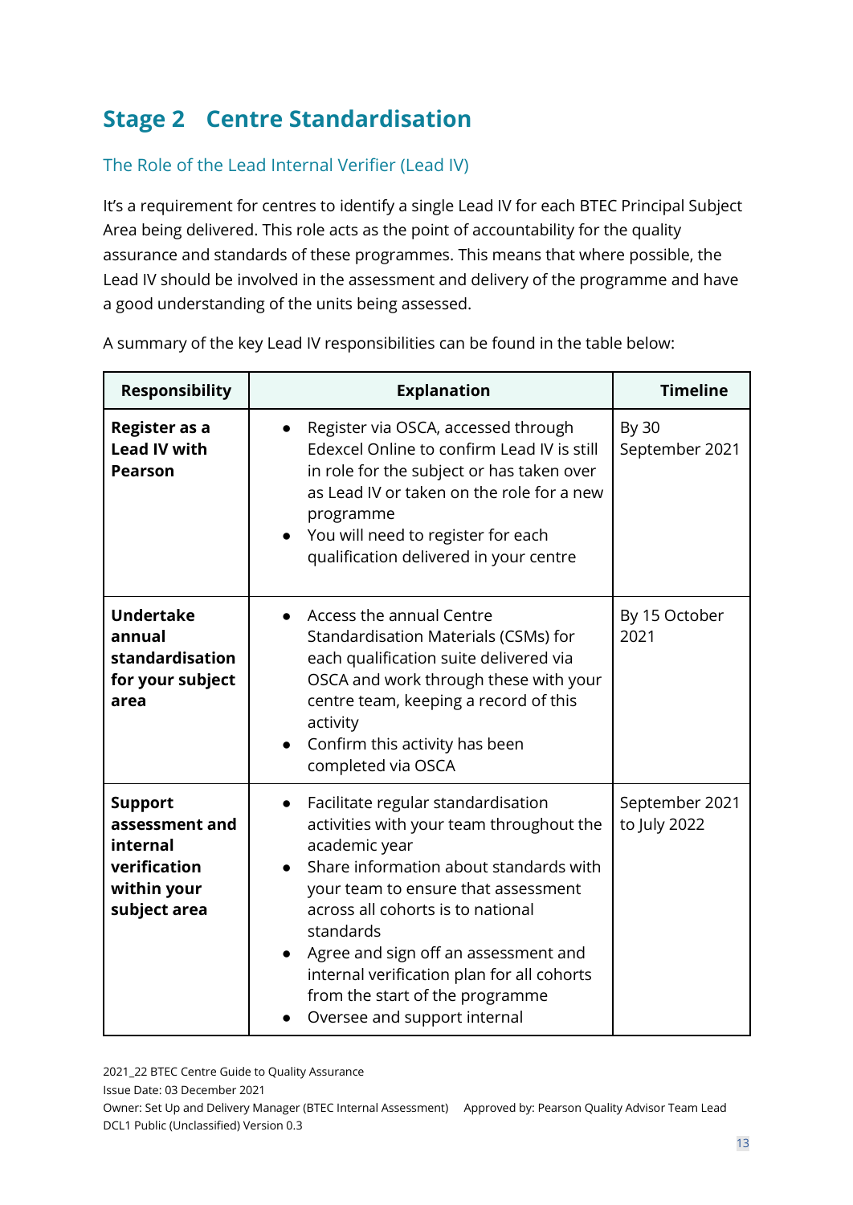## Stage 2 Centre Standardisation

### The Role of the Lead Internal Verifier (Lead IV)

It's a requirement for centres to identify a single Lead IV for each BTEC Principal Subject Area being delivered. This role acts as the point of accountability for the quality assurance and standards of these programmes. This means that where possible, the Lead IV should be involved in the assessment and delivery of the programme and have a good understanding of the units being assessed.

A summary of the key Lead IV responsibilities can be found in the table below:

| Responsibility | Explanation | Timeline |
|---|---|---|
| **Register as a Lead IV with Pearson** | • Register via OSCA, accessed through Edexcel Online to confirm Lead IV is still in role for the subject or has taken over as Lead IV or taken on the role for a new programme<br>• You will need to register for each qualification delivered in your centre | By 30 September 2021 |
| **Undertake annual standardisation for your subject area** | • Access the annual Centre Standardisation Materials (CSMs) for each qualification suite delivered via OSCA and work through these with your centre team, keeping a record of this activity<br>• Confirm this activity has been completed via OSCA | By 15 October 2021 |
| **Support assessment and internal verification within your subject area** | • Facilitate regular standardisation activities with your team throughout the academic year<br>• Share information about standards with your team to ensure that assessment across all cohorts is to national standards<br>• Agree and sign off an assessment and internal verification plan for all cohorts from the start of the programme<br>• Oversee and support internal | September 2021 to July 2022 |

2021_22 BTEC Centre Guide to Quality Assurance
Issue Date: 03 December 2021
Owner: Set Up and Delivery Manager (BTEC Internal Assessment) Approved by: Pearson Quality Advisor Team Lead
DCL1 Public (Unclassified) Version 0.3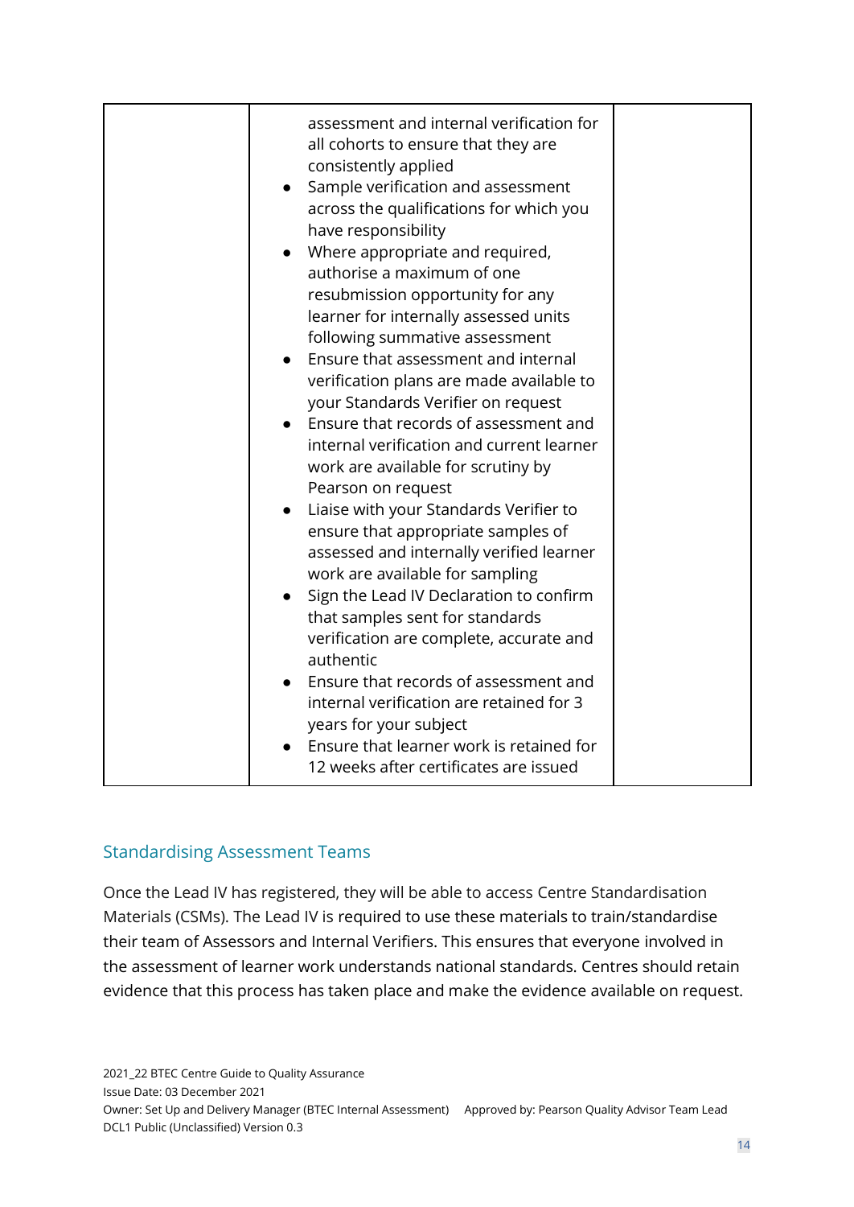| | | |
|---|---|---|
| | assessment and internal verification for all cohorts to ensure that they are consistently applied<br>• Sample verification and assessment across the qualifications for which you have responsibility<br>• Where appropriate and required, authorise a maximum of one resubmission opportunity for any learner for internally assessed units following summative assessment<br>• Ensure that assessment and internal verification plans are made available to your Standards Verifier on request<br>• Ensure that records of assessment and internal verification and current learner work are available for scrutiny by Pearson on request<br>• Liaise with your Standards Verifier to ensure that appropriate samples of assessed and internally verified learner work are available for sampling<br>• Sign the Lead IV Declaration to confirm that samples sent for standards verification are complete, accurate and authentic<br>• Ensure that records of assessment and internal verification are retained for 3 years for your subject<br>• Ensure that learner work is retained for 12 weeks after certificates are issued | |

## Standardising Assessment Teams

Once the Lead IV has registered, they will be able to access Centre Standardisation Materials (CSMs). The Lead IV is required to use these materials to train/standardise their team of Assessors and Internal Verifiers. This ensures that everyone involved in the assessment of learner work understands national standards. Centres should retain evidence that this process has taken place and make the evidence available on request.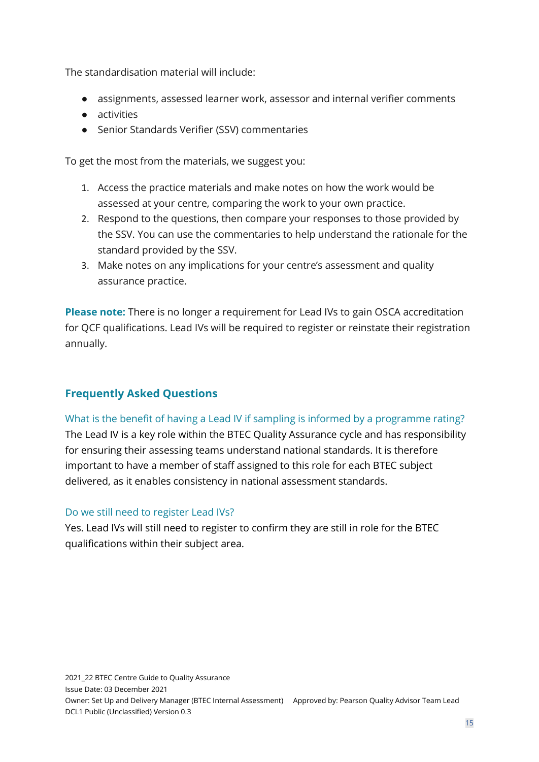The standardisation material will include:

- assignments, assessed learner work, assessor and internal verifier comments
- activities
- Senior Standards Verifier (SSV) commentaries

To get the most from the materials, we suggest you:

1. Access the practice materials and make notes on how the work would be assessed at your centre, comparing the work to your own practice.
2. Respond to the questions, then compare your responses to those provided by the SSV. You can use the commentaries to help understand the rationale for the standard provided by the SSV.
3. Make notes on any implications for your centre's assessment and quality assurance practice.

**Please note:** There is no longer a requirement for Lead IVs to gain OSCA accreditation for QCF qualifications. Lead IVs will be required to register or reinstate their registration annually.

## Frequently Asked Questions

### What is the benefit of having a Lead IV if sampling is informed by a programme rating?

The Lead IV is a key role within the BTEC Quality Assurance cycle and has responsibility for ensuring their assessing teams understand national standards. It is therefore important to have a member of staff assigned to this role for each BTEC subject delivered, as it enables consistency in national assessment standards.

### Do we still need to register Lead IVs?

Yes. Lead IVs will still need to register to confirm they are still in role for the BTEC qualifications within their subject area.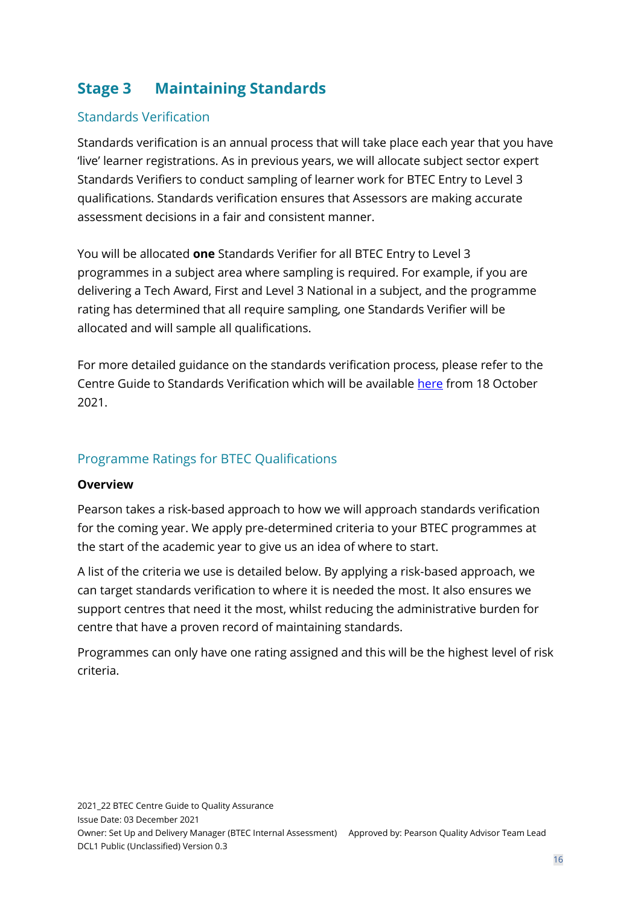## Stage 3 Maintaining Standards

### Standards Verification

Standards verification is an annual process that will take place each year that you have 'live' learner registrations. As in previous years, we will allocate subject sector expert Standards Verifiers to conduct sampling of learner work for BTEC Entry to Level 3 qualifications. Standards verification ensures that Assessors are making accurate assessment decisions in a fair and consistent manner.

You will be allocated **one** Standards Verifier for all BTEC Entry to Level 3 programmes in a subject area where sampling is required. For example, if you are delivering a Tech Award, First and Level 3 National in a subject, and the programme rating has determined that all require sampling, one Standards Verifier will be allocated and will sample all qualifications.

For more detailed guidance on the standards verification process, please refer to the Centre Guide to Standards Verification which will be available here from 18 October 2021.

### Programme Ratings for BTEC Qualifications

**Overview**

Pearson takes a risk-based approach to how we will approach standards verification for the coming year. We apply pre-determined criteria to your BTEC programmes at the start of the academic year to give us an idea of where to start.

A list of the criteria we use is detailed below. By applying a risk-based approach, we can target standards verification to where it is needed the most. It also ensures we support centres that need it the most, whilst reducing the administrative burden for centre that have a proven record of maintaining standards.

Programmes can only have one rating assigned and this will be the highest level of risk criteria.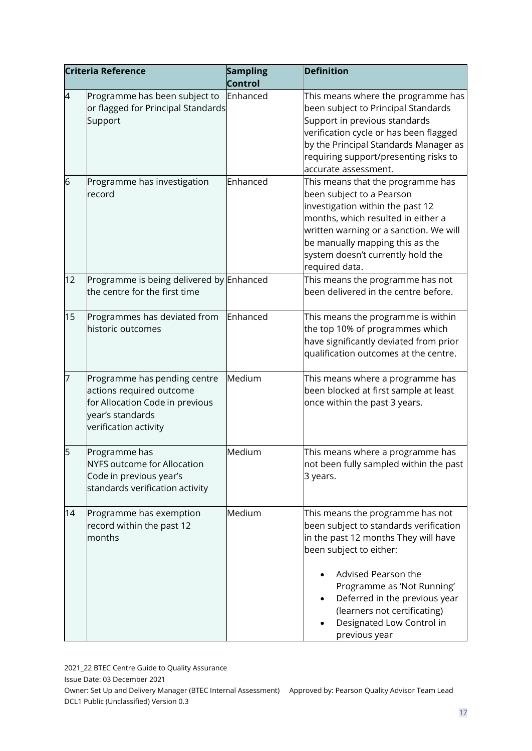| Criteria Reference | | Sampling Control | Definition |
|---|---|---|---|
| 4 | Programme has been subject to or flagged for Principal Standards Support | Enhanced | This means where the programme has been subject to Principal Standards Support in previous standards verification cycle or has been flagged by the Principal Standards Manager as requiring support/presenting risks to accurate assessment. |
| 6 | Programme has investigation record | Enhanced | This means that the programme has been subject to a Pearson investigation within the past 12 months, which resulted in either a written warning or a sanction. We will be manually mapping this as the system doesn't currently hold the required data. |
| 12 | Programme is being delivered by the centre for the first time | Enhanced | This means the programme has not been delivered in the centre before. |
| 15 | Programmes has deviated from historic outcomes | Enhanced | This means the programme is within the top 10% of programmes which have significantly deviated from prior qualification outcomes at the centre. |
| 7 | Programme has pending centre actions required outcome for Allocation Code in previous year's standards verification activity | Medium | This means where a programme has been blocked at first sample at least once within the past 3 years. |
| 5 | Programme has NYFS outcome for Allocation Code in previous year's standards verification activity | Medium | This means where a programme has not been fully sampled within the past 3 years. |
| 14 | Programme has exemption record within the past 12 months | Medium | This means the programme has not been subject to standards verification in the past 12 months They will have been subject to either:<br>• Advised Pearson the Programme as 'Not Running'<br>• Deferred in the previous year (learners not certificating)<br>• Designated Low Control in previous year |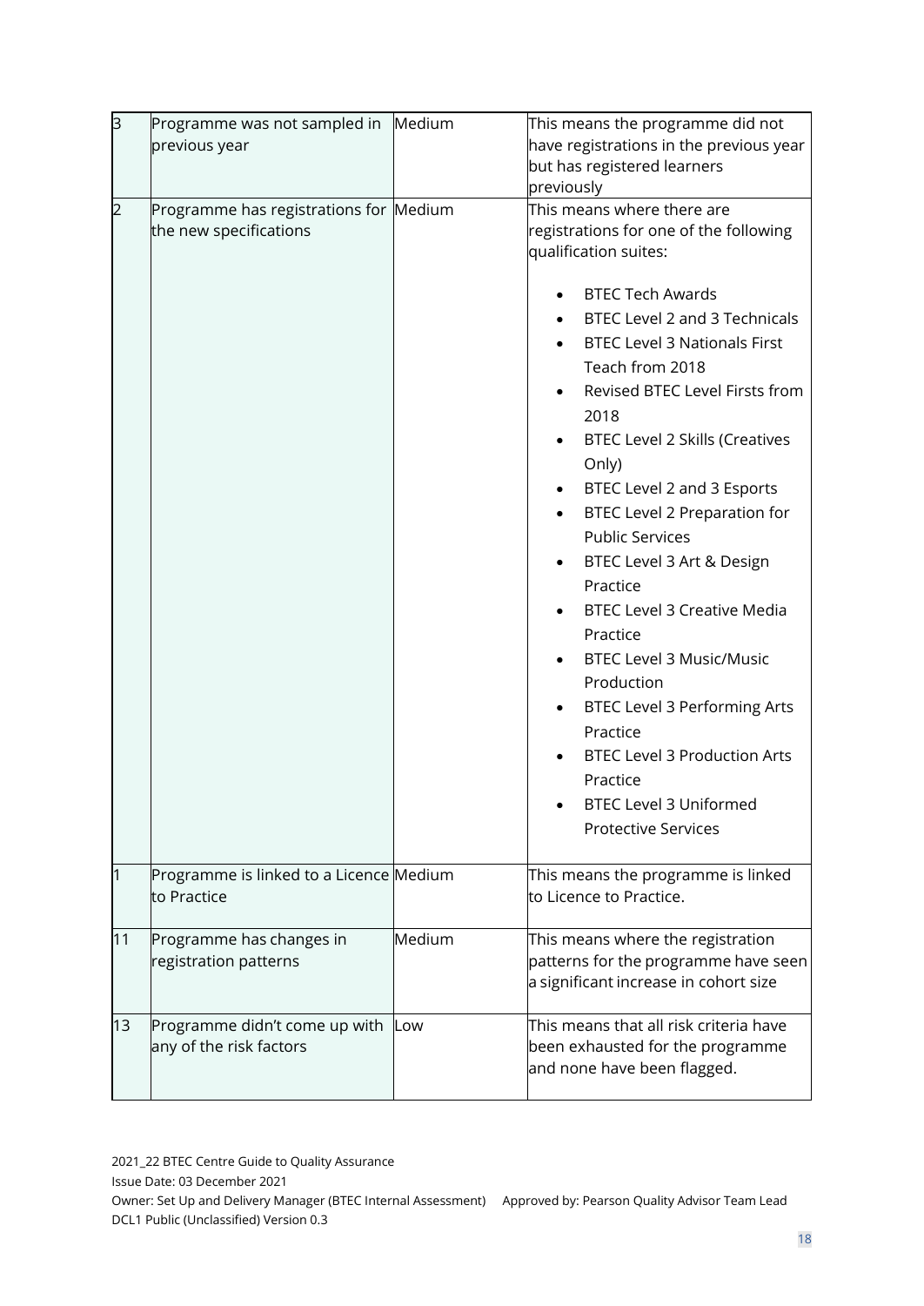| 3 | Programme was not sampled in previous year | Medium | This means the programme did not have registrations in the previous year but has registered learners previously |
|---|---|---|---|
| 2 | Programme has registrations for the new specifications | Medium | This means where there are registrations for one of the following qualification suites:<br><br>• BTEC Tech Awards<br>• BTEC Level 2 and 3 Technicals<br>• BTEC Level 3 Nationals First Teach from 2018<br>• Revised BTEC Level Firsts from 2018<br>• BTEC Level 2 Skills (Creatives Only)<br>• BTEC Level 2 and 3 Esports<br>• BTEC Level 2 Preparation for Public Services<br>• BTEC Level 3 Art & Design Practice<br>• BTEC Level 3 Creative Media Practice<br>• BTEC Level 3 Music/Music Production<br>• BTEC Level 3 Performing Arts Practice<br>• BTEC Level 3 Production Arts Practice<br>• BTEC Level 3 Uniformed Protective Services |
| 1 | Programme is linked to a Licence to Practice | Medium | This means the programme is linked to Licence to Practice. |
| 11 | Programme has changes in registration patterns | Medium | This means where the registration patterns for the programme have seen a significant increase in cohort size |
| 13 | Programme didn't come up with any of the risk factors | Low | This means that all risk criteria have been exhausted for the programme and none have been flagged. |

2021_22 BTEC Centre Guide to Quality Assurance
Issue Date: 03 December 2021
Owner: Set Up and Delivery Manager (BTEC Internal Assessment) Approved by: Pearson Quality Advisor Team Lead
DCL1 Public (Unclassified) Version 0.3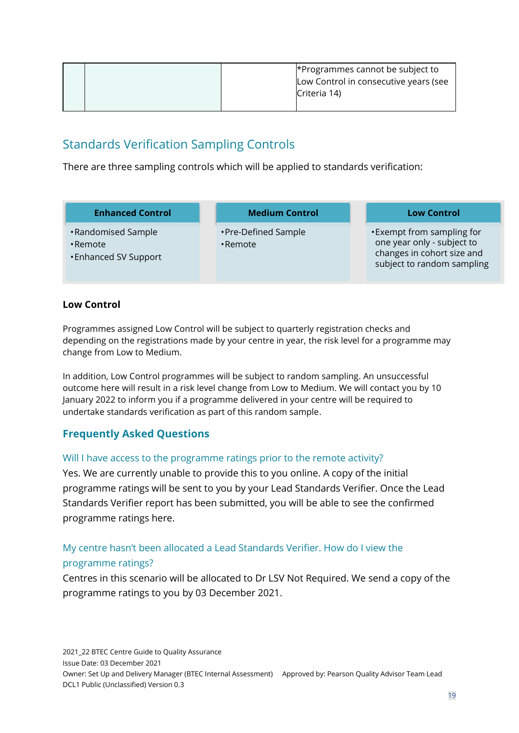| | | | *Programmes cannot be subject to Low Control in consecutive years (see Criteria 14) |
|---|---|---|---|

## Standards Verification Sampling Controls

There are three sampling controls which will be applied to standards verification:

| Enhanced Control | Medium Control | Low Control |
|---|---|---|
| • Randomised Sample<br>• Remote<br>• Enhanced SV Support | • Pre-Defined Sample<br>• Remote | • Exempt from sampling for one year only - subject to changes in cohort size and subject to random sampling |

**Low Control**

Programmes assigned Low Control will be subject to quarterly registration checks and depending on the registrations made by your centre in year, the risk level for a programme may change from Low to Medium.

In addition, Low Control programmes will be subject to random sampling. An unsuccessful outcome here will result in a risk level change from Low to Medium. We will contact you by 10 January 2022 to inform you if a programme delivered in your centre will be required to undertake standards verification as part of this random sample.

## Frequently Asked Questions

### Will I have access to the programme ratings prior to the remote activity?

Yes. We are currently unable to provide this to you online. A copy of the initial programme ratings will be sent to you by your Lead Standards Verifier. Once the Lead Standards Verifier report has been submitted, you will be able to see the confirmed programme ratings here.

### My centre hasn't been allocated a Lead Standards Verifier. How do I view the programme ratings?

Centres in this scenario will be allocated to Dr LSV Not Required. We send a copy of the programme ratings to you by 03 December 2021.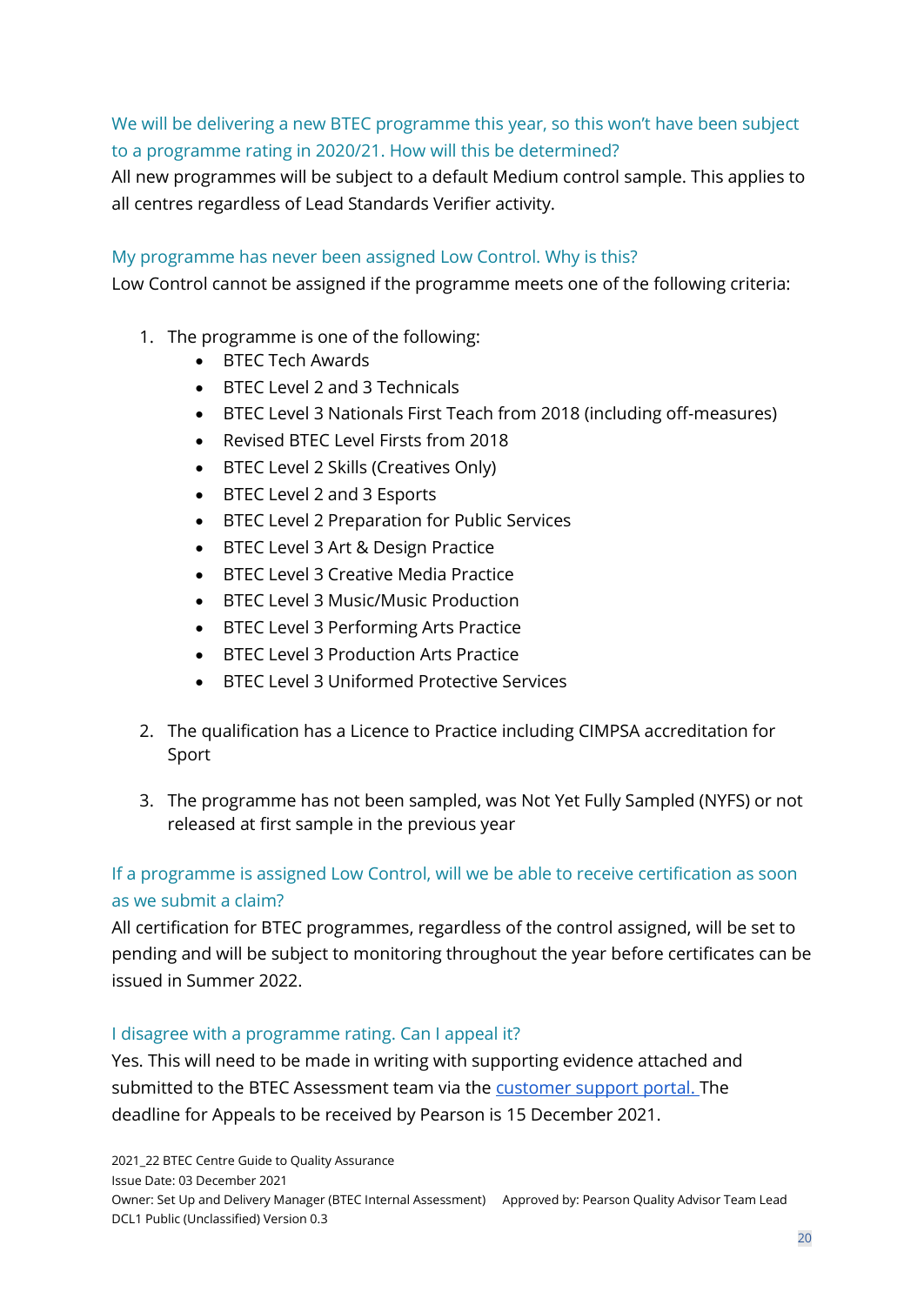### We will be delivering a new BTEC programme this year, so this won't have been subject to a programme rating in 2020/21. How will this be determined?

All new programmes will be subject to a default Medium control sample. This applies to all centres regardless of Lead Standards Verifier activity.

### My programme has never been assigned Low Control. Why is this?

Low Control cannot be assigned if the programme meets one of the following criteria:

1. The programme is one of the following:
   - BTEC Tech Awards
   - BTEC Level 2 and 3 Technicals
   - BTEC Level 3 Nationals First Teach from 2018 (including off-measures)
   - Revised BTEC Level Firsts from 2018
   - BTEC Level 2 Skills (Creatives Only)
   - BTEC Level 2 and 3 Esports
   - BTEC Level 2 Preparation for Public Services
   - BTEC Level 3 Art & Design Practice
   - BTEC Level 3 Creative Media Practice
   - BTEC Level 3 Music/Music Production
   - BTEC Level 3 Performing Arts Practice
   - BTEC Level 3 Production Arts Practice
   - BTEC Level 3 Uniformed Protective Services

2. The qualification has a Licence to Practice including CIMPSA accreditation for Sport

3. The programme has not been sampled, was Not Yet Fully Sampled (NYFS) or not released at first sample in the previous year

### If a programme is assigned Low Control, will we be able to receive certification as soon as we submit a claim?

All certification for BTEC programmes, regardless of the control assigned, will be set to pending and will be subject to monitoring throughout the year before certificates can be issued in Summer 2022.

### I disagree with a programme rating. Can I appeal it?

Yes. This will need to be made in writing with supporting evidence attached and submitted to the BTEC Assessment team via the customer support portal. The deadline for Appeals to be received by Pearson is 15 December 2021.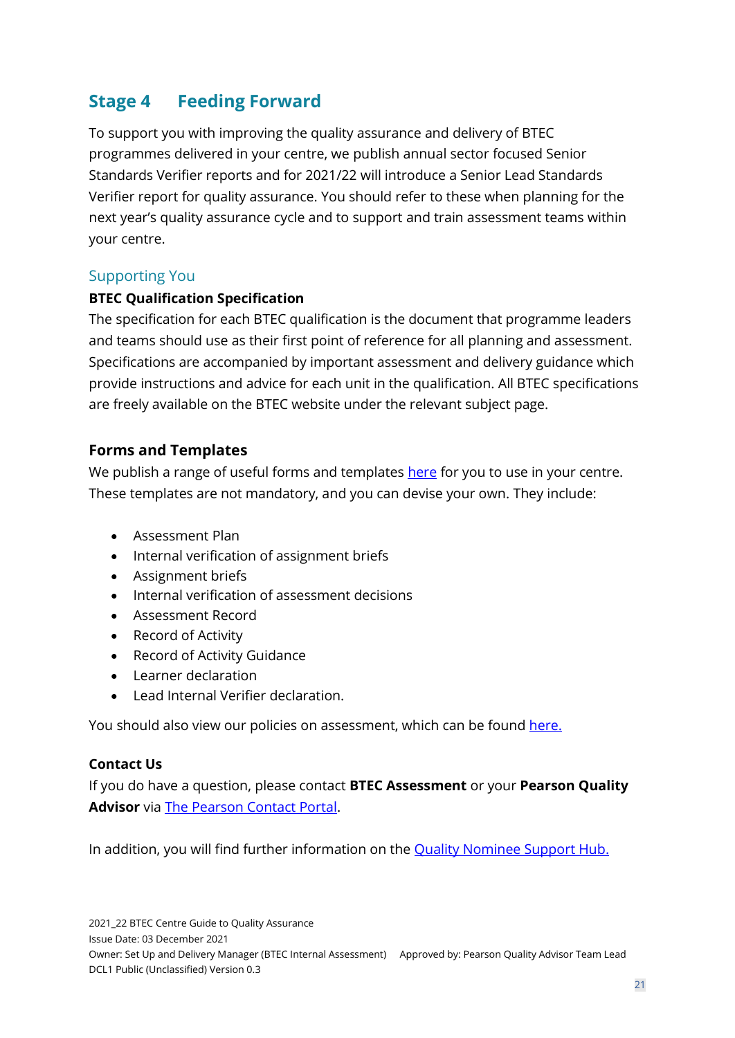## Stage 4 Feeding Forward

To support you with improving the quality assurance and delivery of BTEC programmes delivered in your centre, we publish annual sector focused Senior Standards Verifier reports and for 2021/22 will introduce a Senior Lead Standards Verifier report for quality assurance. You should refer to these when planning for the next year's quality assurance cycle and to support and train assessment teams within your centre.

### Supporting You

**BTEC Qualification Specification**

The specification for each BTEC qualification is the document that programme leaders and teams should use as their first point of reference for all planning and assessment. Specifications are accompanied by important assessment and delivery guidance which provide instructions and advice for each unit in the qualification. All BTEC specifications are freely available on the BTEC website under the relevant subject page.

#### Forms and Templates

We publish a range of useful forms and templates here for you to use in your centre. These templates are not mandatory, and you can devise your own. They include:

- Assessment Plan
- Internal verification of assignment briefs
- Assignment briefs
- Internal verification of assessment decisions
- Assessment Record
- Record of Activity
- Record of Activity Guidance
- Learner declaration
- Lead Internal Verifier declaration.

You should also view our policies on assessment, which can be found here.

**Contact Us**

If you do have a question, please contact **BTEC Assessment** or your **Pearson Quality Advisor** via The Pearson Contact Portal.

In addition, you will find further information on the Quality Nominee Support Hub.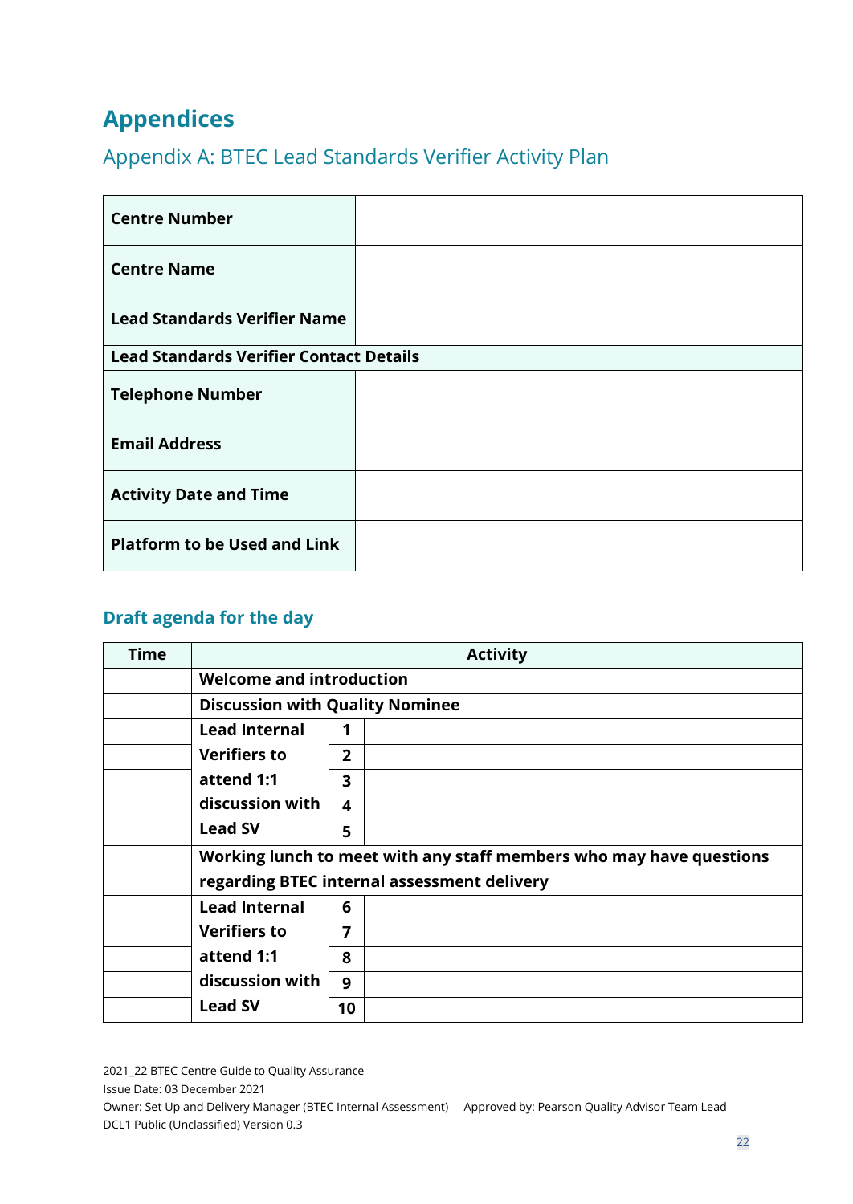# Appendices

## Appendix A: BTEC Lead Standards Verifier Activity Plan

| | |
|---|---|
| **Centre Number** | |
| **Centre Name** | |
| **Lead Standards Verifier Name** | |
| **Lead Standards Verifier Contact Details** | |
| **Telephone Number** | |
| **Email Address** | |
| **Activity Date and Time** | |
| **Platform to be Used and Link** | |

### Draft agenda for the day

| Time | Activity | | |
|---|---|---|---|
| | **Welcome and introduction** | | |
| | **Discussion with Quality Nominee** | | |
| | **Lead Internal Verifiers to attend 1:1 discussion with Lead SV** | **1** | |
| | | **2** | |
| | | **3** | |
| | | **4** | |
| | | **5** | |
| | **Working lunch to meet with any staff members who may have questions regarding BTEC internal assessment delivery** | | |
| | **Lead Internal Verifiers to attend 1:1 discussion with Lead SV** | **6** | |
| | | **7** | |
| | | **8** | |
| | | **9** | |
| | | **10** | |

2021_22 BTEC Centre Guide to Quality Assurance
Issue Date: 03 December 2021
Owner: Set Up and Delivery Manager (BTEC Internal Assessment) Approved by: Pearson Quality Advisor Team Lead
DCL1 Public (Unclassified) Version 0.3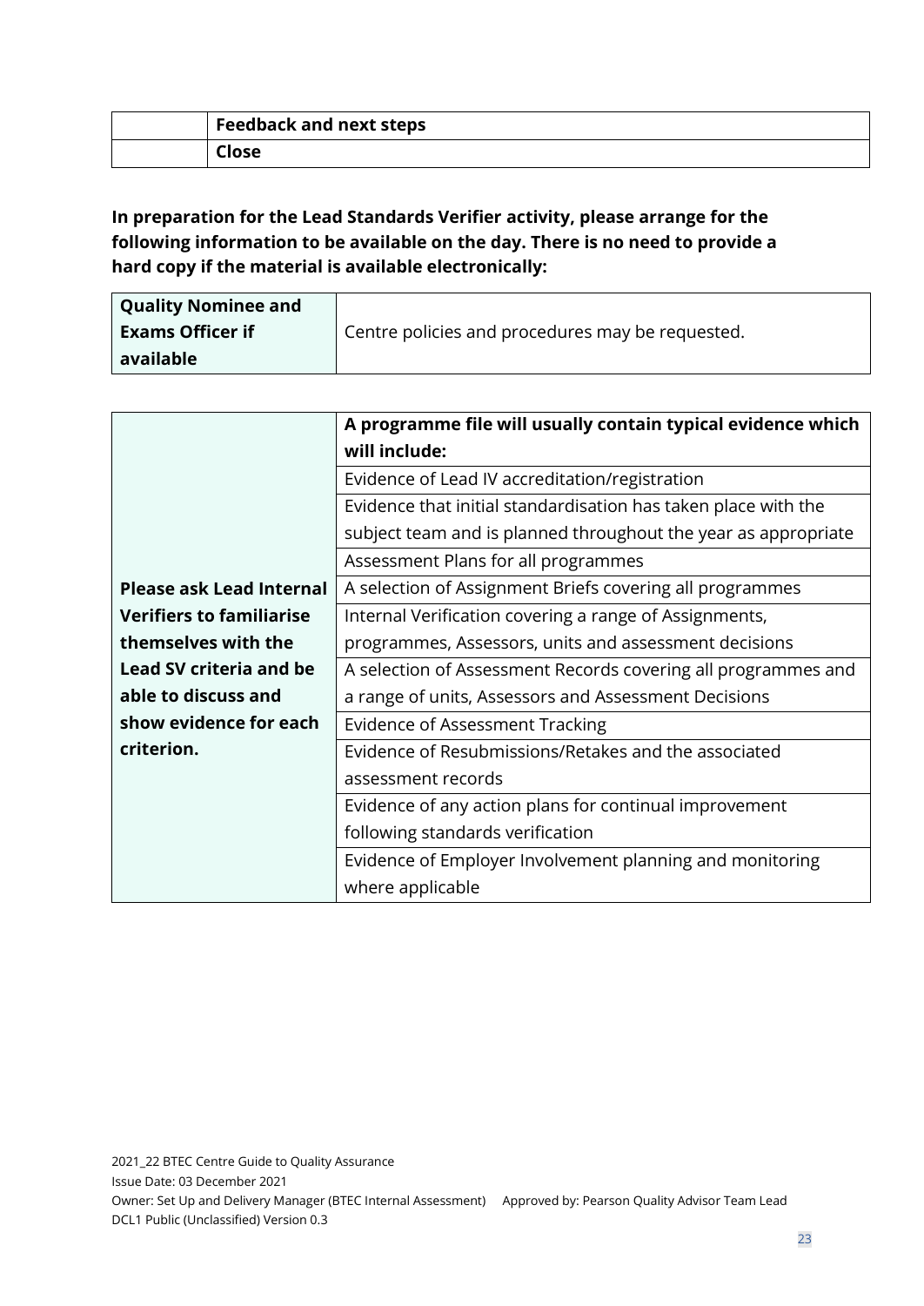|  | **Feedback and next steps** |
| --- | --- |
|  | **Close** |

**In preparation for the Lead Standards Verifier activity, please arrange for the following information to be available on the day. There is no need to provide a hard copy if the material is available electronically:**

| **Quality Nominee and Exams Officer if available** | Centre policies and procedures may be requested. |
| --- | --- |

|  | **A programme file will usually contain typical evidence which will include:** |
| --- | --- |
| **Please ask Lead Internal Verifiers to familiarise themselves with the Lead SV criteria and be able to discuss and show evidence for each criterion.** | Evidence of Lead IV accreditation/registration |
|  | Evidence that initial standardisation has taken place with the subject team and is planned throughout the year as appropriate |
|  | Assessment Plans for all programmes |
|  | A selection of Assignment Briefs covering all programmes |
|  | Internal Verification covering a range of Assignments, programmes, Assessors, units and assessment decisions |
|  | A selection of Assessment Records covering all programmes and a range of units, Assessors and Assessment Decisions |
|  | Evidence of Assessment Tracking |
|  | Evidence of Resubmissions/Retakes and the associated assessment records |
|  | Evidence of any action plans for continual improvement following standards verification |
|  | Evidence of Employer Involvement planning and monitoring where applicable |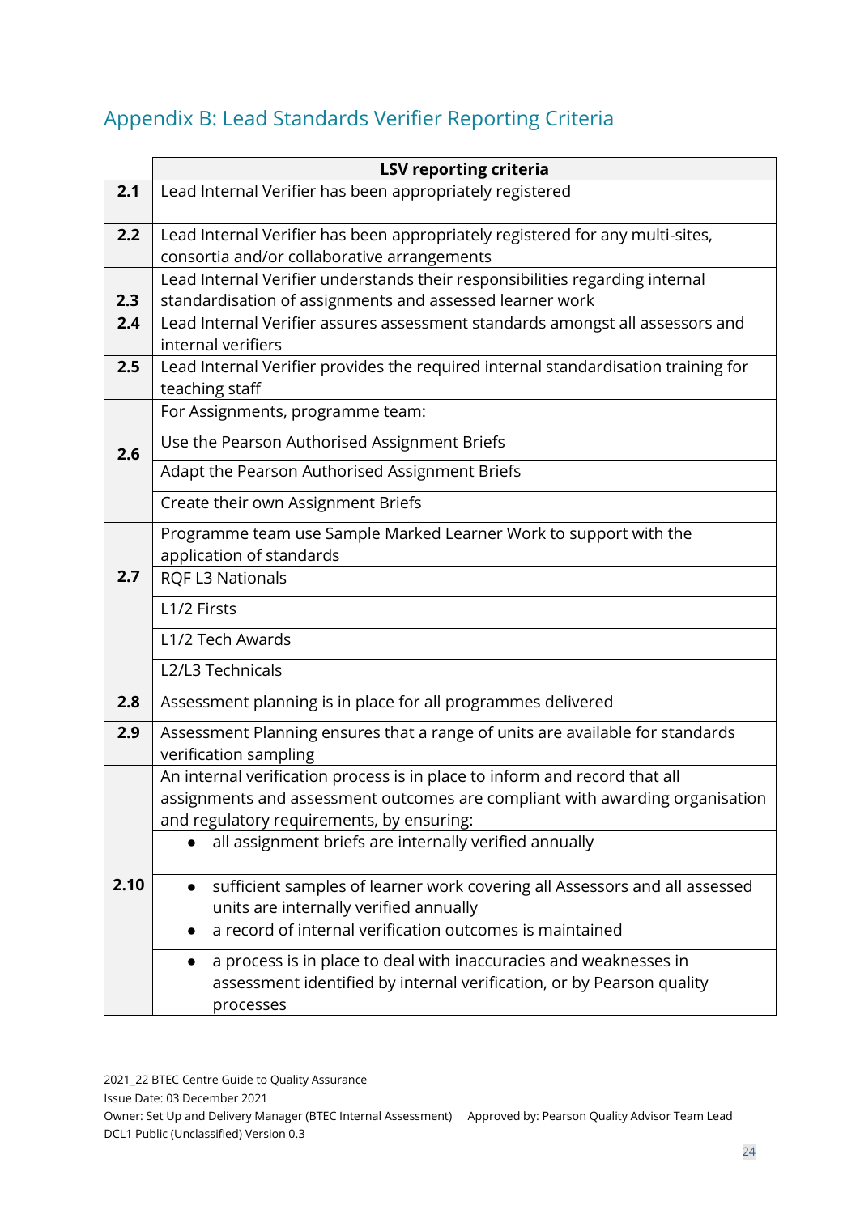## Appendix B: Lead Standards Verifier Reporting Criteria

| | LSV reporting criteria |
|---|---|
| **2.1** | Lead Internal Verifier has been appropriately registered |
| **2.2** | Lead Internal Verifier has been appropriately registered for any multi-sites, consortia and/or collaborative arrangements |
| **2.3** | Lead Internal Verifier understands their responsibilities regarding internal standardisation of assignments and assessed learner work |
| **2.4** | Lead Internal Verifier assures assessment standards amongst all assessors and internal verifiers |
| **2.5** | Lead Internal Verifier provides the required internal standardisation training for teaching staff |
| **2.6** | For Assignments, programme team: |
| | Use the Pearson Authorised Assignment Briefs |
| | Adapt the Pearson Authorised Assignment Briefs |
| | Create their own Assignment Briefs |
| **2.7** | Programme team use Sample Marked Learner Work to support with the application of standards |
| | RQF L3 Nationals |
| | L1/2 Firsts |
| | L1/2 Tech Awards |
| | L2/L3 Technicals |
| **2.8** | Assessment planning is in place for all programmes delivered |
| **2.9** | Assessment Planning ensures that a range of units are available for standards verification sampling |
| **2.10** | An internal verification process is in place to inform and record that all assignments and assessment outcomes are compliant with awarding organisation and regulatory requirements, by ensuring: |
| | • all assignment briefs are internally verified annually |
| | • sufficient samples of learner work covering all Assessors and all assessed units are internally verified annually |
| | • a record of internal verification outcomes is maintained |
| | • a process is in place to deal with inaccuracies and weaknesses in assessment identified by internal verification, or by Pearson quality processes |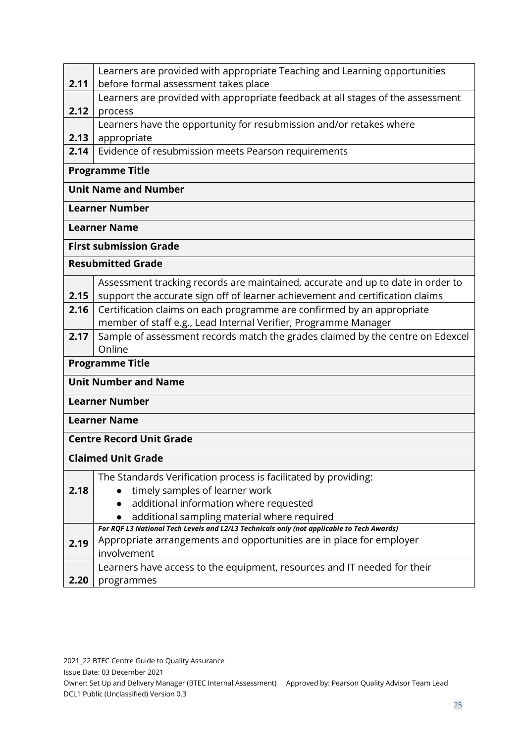| | |
|---|---|
| **2.11** | Learners are provided with appropriate Teaching and Learning opportunities before formal assessment takes place |
| **2.12** | Learners are provided with appropriate feedback at all stages of the assessment process |
| **2.13** | Learners have the opportunity for resubmission and/or retakes where appropriate |
| **2.14** | Evidence of resubmission meets Pearson requirements |
| **Programme Title** | |
| **Unit Name and Number** | |
| **Learner Number** | |
| **Learner Name** | |
| **First submission Grade** | |
| **Resubmitted Grade** | |
| **2.15** | Assessment tracking records are maintained, accurate and up to date in order to support the accurate sign off of learner achievement and certification claims |
| **2.16** | Certification claims on each programme are confirmed by an appropriate member of staff e.g., Lead Internal Verifier, Programme Manager |
| **2.17** | Sample of assessment records match the grades claimed by the centre on Edexcel Online |
| **Programme Title** | |
| **Unit Number and Name** | |
| **Learner Number** | |
| **Learner Name** | |
| **Centre Record Unit Grade** | |
| **Claimed Unit Grade** | |
| **2.18** | The Standards Verification process is facilitated by providing:<br>• timely samples of learner work<br>• additional information where requested<br>• additional sampling material where required |
| **2.19** | ***For RQF L3 National Tech Levels and L2/L3 Technicals only (not applicable to Tech Awards)***<br>Appropriate arrangements and opportunities are in place for employer involvement |
| **2.20** | Learners have access to the equipment, resources and IT needed for their programmes |